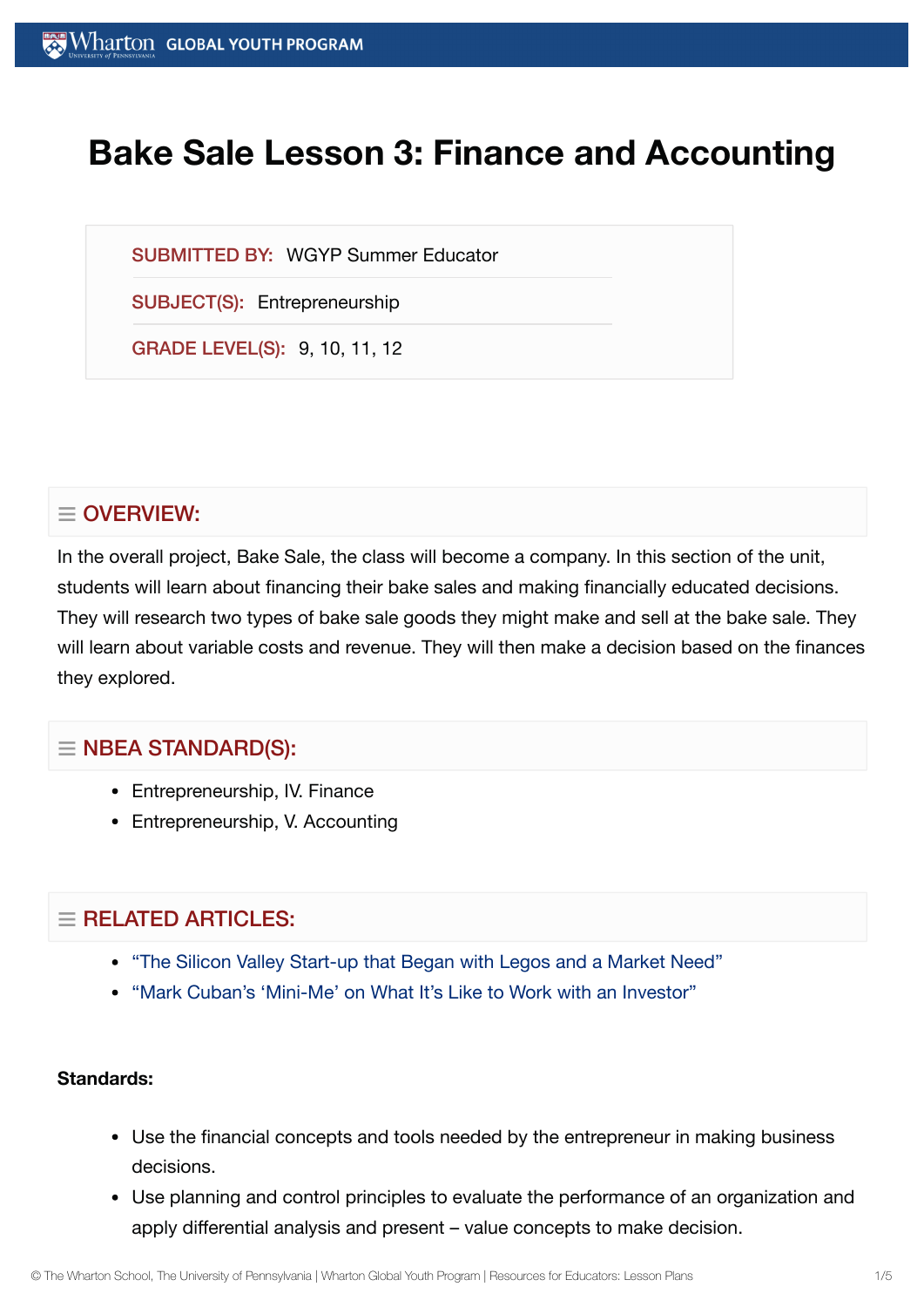# Bake Sale Lesson 3: Finance and Accounting

**SUBMITTED BY:** WGYP Summer Educator

**SUBJECT(S):** Entrepreneurship

**GRADE LEVEL(S):** 9, 10, 11, 12

## OVERVIEW:

In the overall project, Bake Sale, the class will become a company. In this section of the unit, students will learn about financing their bake sales and making financially educated decisions. They will research two types of bake sale goods they might make and sell at the bake sale. They will learn about variable costs and revenue. They will then make a decision based on the finances they explored.

## NBEA STANDARD(S):

- Entrepreneurship, IV. Finance
- Entrepreneurship, V. Accounting

## RELATED ARTICLES:

- "The Silicon Valley Start-up that Began with Legos and a Market Need"
- "Mark Cuban's 'Mini-Me' on What It's Like to Work with an Investor"

**Standards:**

- Use the financial concepts and tools needed by the entrepreneur in making business decisions.
- Use planning and control principles to evaluate the performance of an organization and apply differential analysis and present – value concepts to make decision.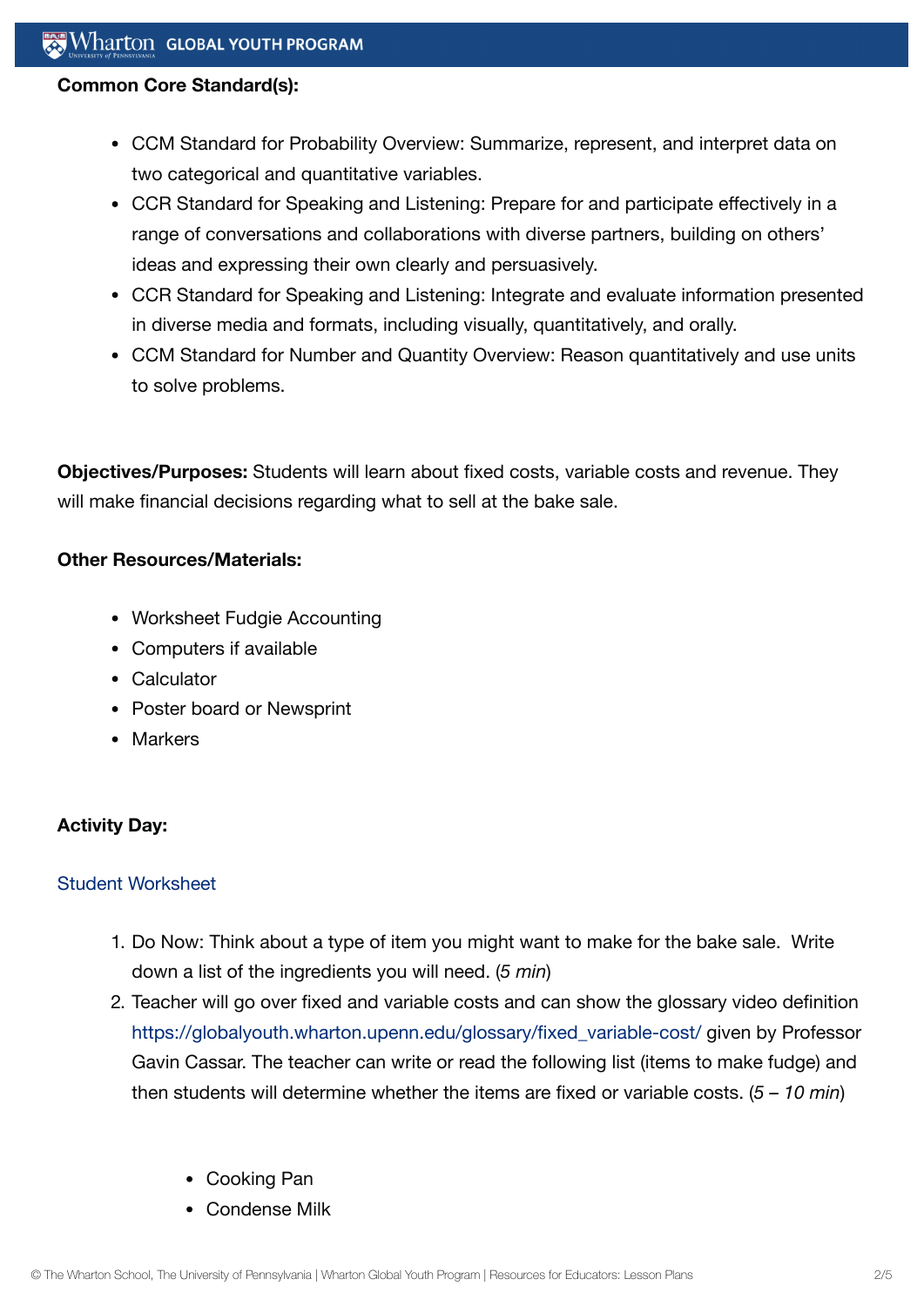**Common Core Standard(s):**

- CCM Standard for Probability Overview: Summarize, represent, and interpret data on two categorical and quantitative variables.
- CCR Standard for Speaking and Listening: Prepare for and participate effectively in a range of conversations and collaborations with diverse partners, building on others' ideas and expressing their own clearly and persuasively.
- CCR Standard for Speaking and Listening: Integrate and evaluate information presented in diverse media and formats, including visually, quantitatively, and orally.
- CCM Standard for Number and Quantity Overview: Reason quantitatively and use units to solve problems.

**Objectives/Purposes:** Students will learn about fixed costs, variable costs and revenue. They will make financial decisions regarding what to sell at the bake sale.

**Other Resources/Materials:**

- Worksheet Fudgie Accounting
- Computers if available
- Calculator
- Poster board or Newsprint
- Markers

**Activity Day:**

Student Worksheet

1. Do Now: Think about a type of item you might want to make for the bake sale. Write down a list of the ingredients you will need. (*5 min*)
2. Teacher will go over fixed and variable costs and can show the glossary video definition https://globalyouth.wharton.upenn.edu/glossary/fixed_variable-cost/ given by Professor Gavin Cassar. The teacher can write or read the following list (items to make fudge) and then students will determine whether the items are fixed or variable costs. (*5 – 10 min*)

    - Cooking Pan
    - Condense Milk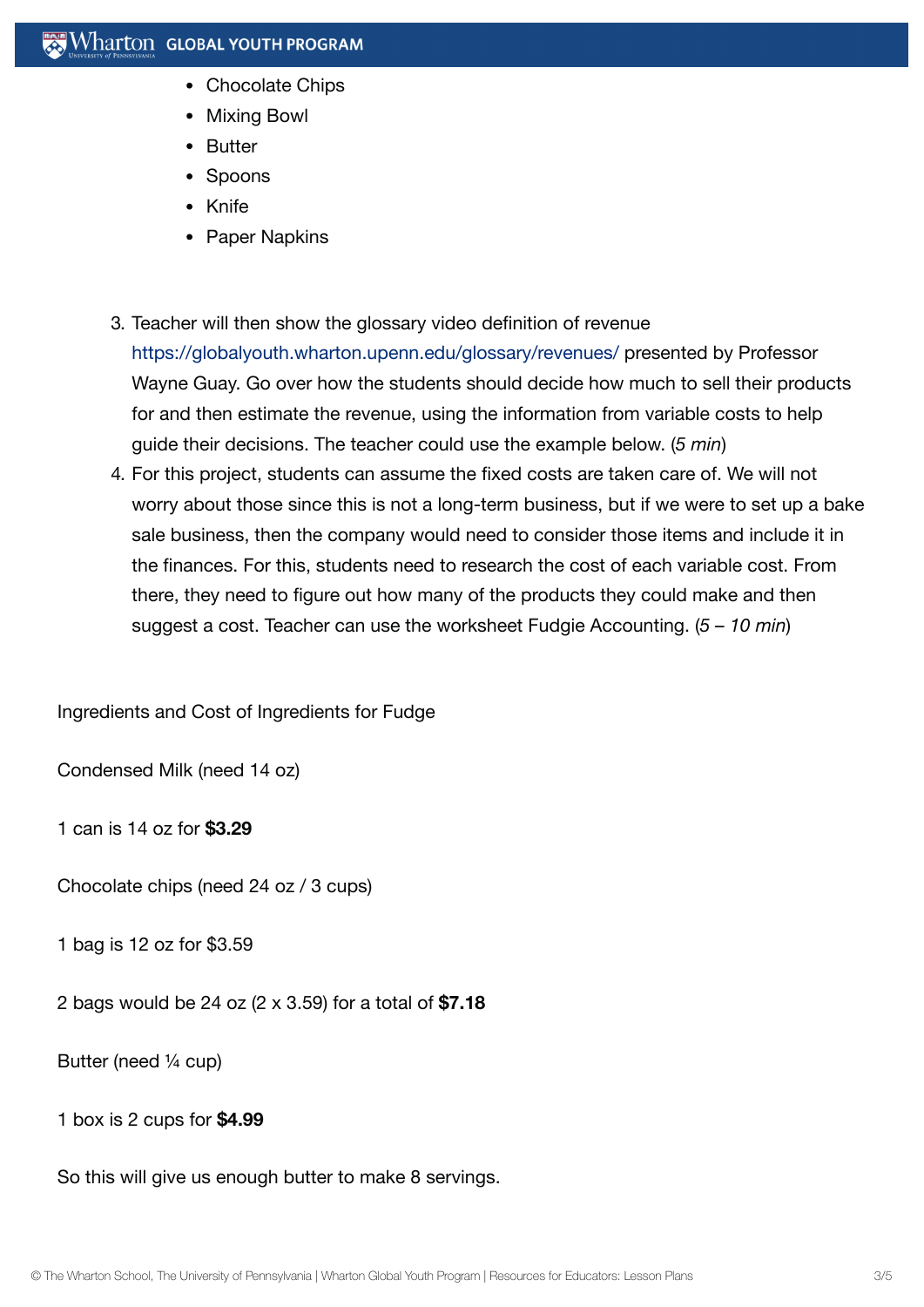- Chocolate Chips
- Mixing Bowl
- Butter
- Spoons
- Knife
- Paper Napkins

3. Teacher will then show the glossary video definition of revenue https://globalyouth.wharton.upenn.edu/glossary/revenues/ presented by Professor Wayne Guay. Go over how the students should decide how much to sell their products for and then estimate the revenue, using the information from variable costs to help guide their decisions. The teacher could use the example below. (*5 min*)
4. For this project, students can assume the fixed costs are taken care of. We will not worry about those since this is not a long-term business, but if we were to set up a bake sale business, then the company would need to consider those items and include it in the finances. For this, students need to research the cost of each variable cost. From there, they need to figure out how many of the products they could make and then suggest a cost. Teacher can use the worksheet Fudgie Accounting. (*5 – 10 min*)

Ingredients and Cost of Ingredients for Fudge

Condensed Milk (need 14 oz)

1 can is 14 oz for **$3.29**

Chocolate chips (need 24 oz / 3 cups)

1 bag is 12 oz for $3.59

2 bags would be 24 oz (2 x 3.59) for a total of **$7.18**

Butter (need ¼ cup)

1 box is 2 cups for **$4.99**

So this will give us enough butter to make 8 servings.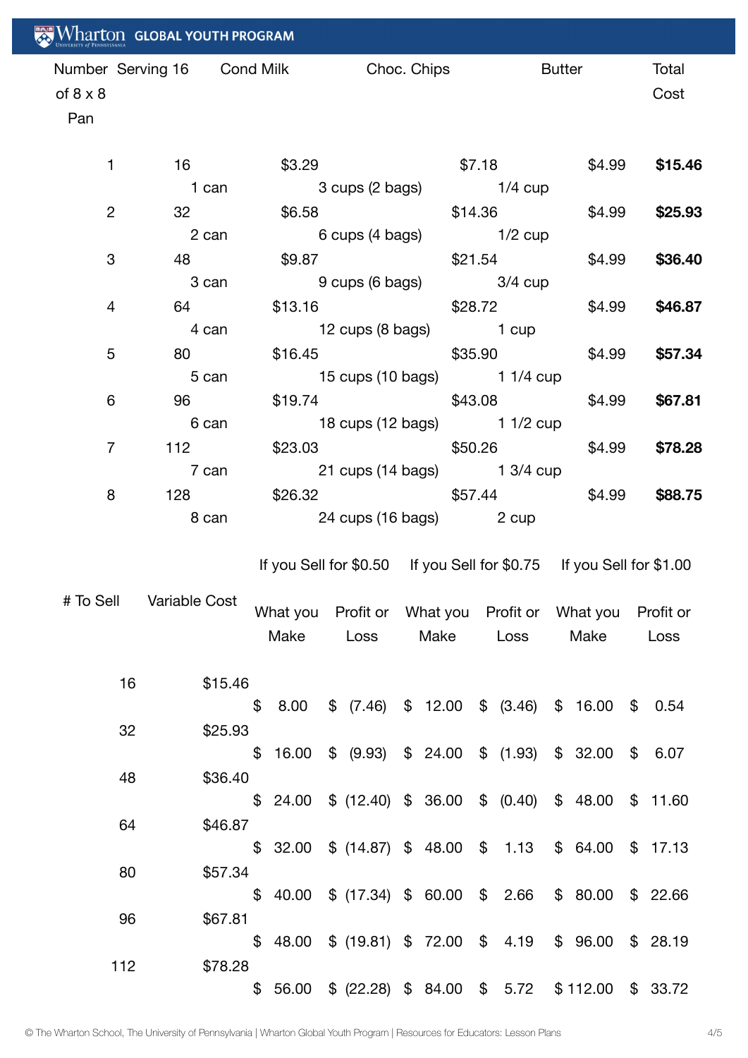| Number of 8 x 8 Pan | Serving 16 | Cond Milk | Choc. Chips | Butter | Total Cost |
|---|---|---|---|---|---|
| 1 | 16 | $3.29<br>1 can | $7.18<br>3 cups (2 bags) | $4.99<br>1/4 cup | **$15.46** |
| 2 | 32 | $6.58<br>2 can | $14.36<br>6 cups (4 bags) | $4.99<br>1/2 cup | **$25.93** |
| 3 | 48 | $9.87<br>3 can | $21.54<br>9 cups (6 bags) | $4.99<br>3/4 cup | **$36.40** |
| 4 | 64 | $13.16<br>4 can | $28.72<br>12 cups (8 bags) | $4.99<br>1 cup | **$46.87** |
| 5 | 80 | $16.45<br>5 can | $35.90<br>15 cups (10 bags) | $4.99<br>1 1/4 cup | **$57.34** |
| 6 | 96 | $19.74<br>6 can | $43.08<br>18 cups (12 bags) | $4.99<br>1 1/2 cup | **$67.81** |
| 7 | 112 | $23.03<br>7 can | $50.26<br>21 cups (14 bags) | $4.99<br>1 3/4 cup | **$78.28** |
| 8 | 128 | $26.32<br>8 can | $57.44<br>24 cups (16 bags) | $4.99<br>2 cup | **$88.75** |

| # To Sell | Variable Cost | If you Sell for $0.50 | | If you Sell for $0.75 | | If you Sell for $1.00 | |
|---|---|---|---|---|---|---|---|
| | | What you Make | Profit or Loss | What you Make | Profit or Loss | What you Make | Profit or Loss |
| 16 | $15.46 | $ 8.00 | $ (7.46) | $ 12.00 | $ (3.46) | $ 16.00 | $ 0.54 |
| 32 | $25.93 | $ 16.00 | $ (9.93) | $ 24.00 | $ (1.93) | $ 32.00 | $ 6.07 |
| 48 | $36.40 | $ 24.00 | $ (12.40) | $ 36.00 | $ (0.40) | $ 48.00 | $ 11.60 |
| 64 | $46.87 | $ 32.00 | $ (14.87) | $ 48.00 | $ 1.13 | $ 64.00 | $ 17.13 |
| 80 | $57.34 | $ 40.00 | $ (17.34) | $ 60.00 | $ 2.66 | $ 80.00 | $ 22.66 |
| 96 | $67.81 | $ 48.00 | $ (19.81) | $ 72.00 | $ 4.19 | $ 96.00 | $ 28.19 |
| 112 | $78.28 | $ 56.00 | $ (22.28) | $ 84.00 | $ 5.72 | $ 112.00 | $ 33.72 |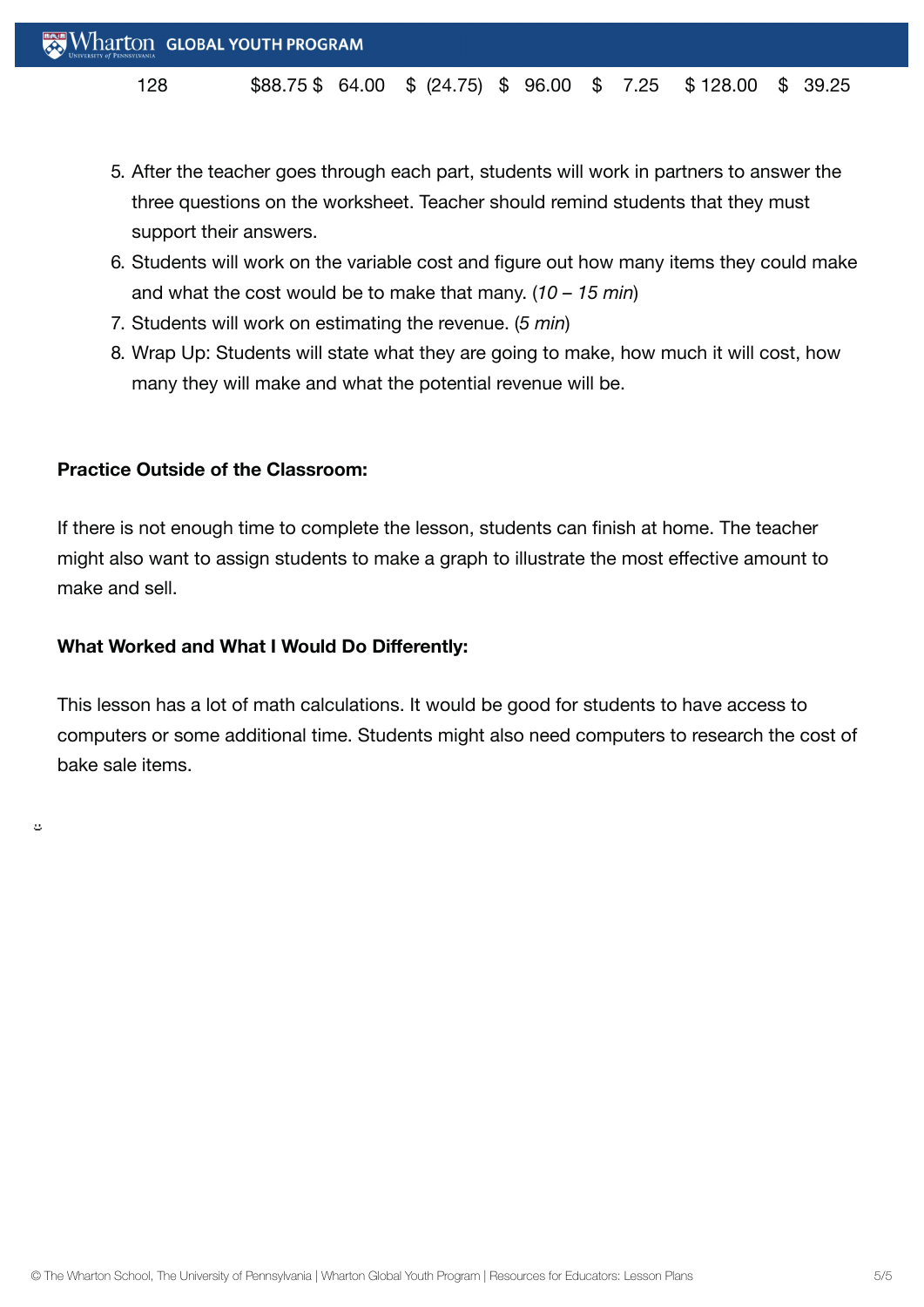| | | | | | | |
|---|---|---|---|---|---|---|
| 128 | $88.75 | $ 64.00 | $ (24.75) | $ 96.00 | $ 7.25 | $ 128.00 | $ 39.25 |

5. After the teacher goes through each part, students will work in partners to answer the three questions on the worksheet. Teacher should remind students that they must support their answers.
6. Students will work on the variable cost and figure out how many items they could make and what the cost would be to make that many. (*10 – 15 min*)
7. Students will work on estimating the revenue. (*5 min*)
8. Wrap Up: Students will state what they are going to make, how much it will cost, how many they will make and what the potential revenue will be.

**Practice Outside of the Classroom:**

If there is not enough time to complete the lesson, students can finish at home. The teacher might also want to assign students to make a graph to illustrate the most effective amount to make and sell.

**What Worked and What I Would Do Differently:**

This lesson has a lot of math calculations. It would be good for students to have access to computers or some additional time. Students might also need computers to research the cost of bake sale items.